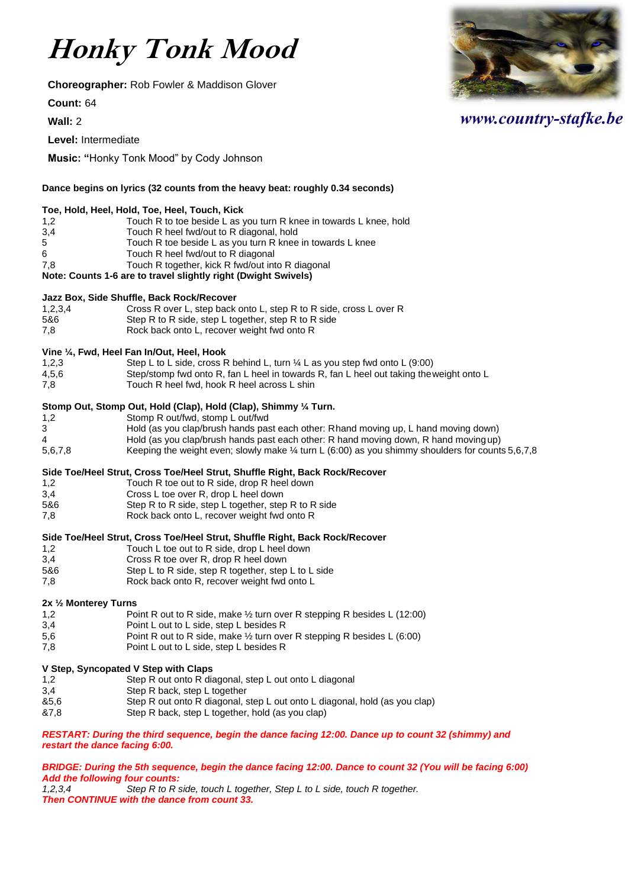# *Honky Tonk Mood*

**Choreographer:** Rob Fowler & Maddison Glover

**Count:** 64

**Wall:** 2

**Level:** Intermediate

**Music:** **“**Honky Tonk Mood” by Cody Johnson

*www.country-stafke.be*

**Dance begins on lyrics (32 counts from the heavy beat: roughly 0.34 seconds)**

**Toe, Hold, Heel, Hold, Toe, Heel, Touch, Kick**

| | |
|---|---|
| 1,2 | Touch R to toe beside L as you turn R knee in towards L knee, hold |
| 3,4 | Touch R heel fwd/out to R diagonal, hold |
| 5 | Touch R toe beside L as you turn R knee in towards L knee |
| 6 | Touch R heel fwd/out to R diagonal |
| 7,8 | Touch R together, kick R fwd/out into R diagonal |

**Note: Counts 1-6 are to travel slightly right (Dwight Swivels)**

**Jazz Box, Side Shuffle, Back Rock/Recover**

| | |
|---|---|
| 1,2,3,4 | Cross R over L, step back onto L, step R to R side, cross L over R |
| 5&6 | Step R to R side, step L together, step R to R side |
| 7,8 | Rock back onto L, recover weight fwd onto R |

**Vine ¼, Fwd, Heel Fan In/Out, Heel, Hook**

| | |
|---|---|
| 1,2,3 | Step L to L side, cross R behind L, turn ¼ L as you step fwd onto L (9:00) |
| 4,5,6 | Step/stomp fwd onto R, fan L heel in towards R, fan L heel out taking the weight onto L |
| 7,8 | Touch R heel fwd, hook R heel across L shin |

**Stomp Out, Stomp Out, Hold (Clap), Hold (Clap), Shimmy ¼ Turn.**

| | |
|---|---|
| 1,2 | Stomp R out/fwd, stomp L out/fwd |
| 3 | Hold (as you clap/brush hands past each other: R hand moving up, L hand moving down) |
| 4 | Hold (as you clap/brush hands past each other: R hand moving down, R hand moving up) |
| 5,6,7,8 | Keeping the weight even; slowly make ¼ turn L (6:00) as you shimmy shoulders for counts 5,6,7,8 |

**Side Toe/Heel Strut, Cross Toe/Heel Strut, Shuffle Right, Back Rock/Recover**

| | |
|---|---|
| 1,2 | Touch R toe out to R side, drop R heel down |
| 3,4 | Cross L toe over R, drop L heel down |
| 5&6 | Step R to R side, step L together, step R to R side |
| 7,8 | Rock back onto L, recover weight fwd onto R |

**Side Toe/Heel Strut, Cross Toe/Heel Strut, Shuffle Right, Back Rock/Recover**

| | |
|---|---|
| 1,2 | Touch L toe out to R side, drop L heel down |
| 3,4 | Cross R toe over R, drop R heel down |
| 5&6 | Step L to R side, step R together, step L to L side |
| 7,8 | Rock back onto R, recover weight fwd onto L |

**2x ½ Monterey Turns**

| | |
|---|---|
| 1,2 | Point R out to R side, make ½ turn over R stepping R besides L (12:00) |
| 3,4 | Point L out to L side, step L besides R |
| 5,6 | Point R out to R side, make ½ turn over R stepping R besides L (6:00) |
| 7,8 | Point L out to L side, step L besides R |

**V Step, Syncopated V Step with Claps**

| | |
|---|---|
| 1,2 | Step R out onto R diagonal, step L out onto L diagonal |
| 3,4 | Step R back, step L together |
| &5,6 | Step R out onto R diagonal, step L out onto L diagonal, hold (as you clap) |
| &7,8 | Step R back, step L together, hold (as you clap) |

***RESTART: During the third sequence, begin the dance facing 12:00. Dance up to count 32 (shimmy) and restart the dance facing 6:00.***

***BRIDGE: During the 5th sequence, begin the dance facing 12:00. Dance to count 32 (You will be facing 6:00) Add the following four counts:***

| | |
|---|---|
| *1,2,3,4* | *Step R to R side, touch L together, Step L to L side, touch R together.* |

***Then CONTINUE with the dance from count 33.***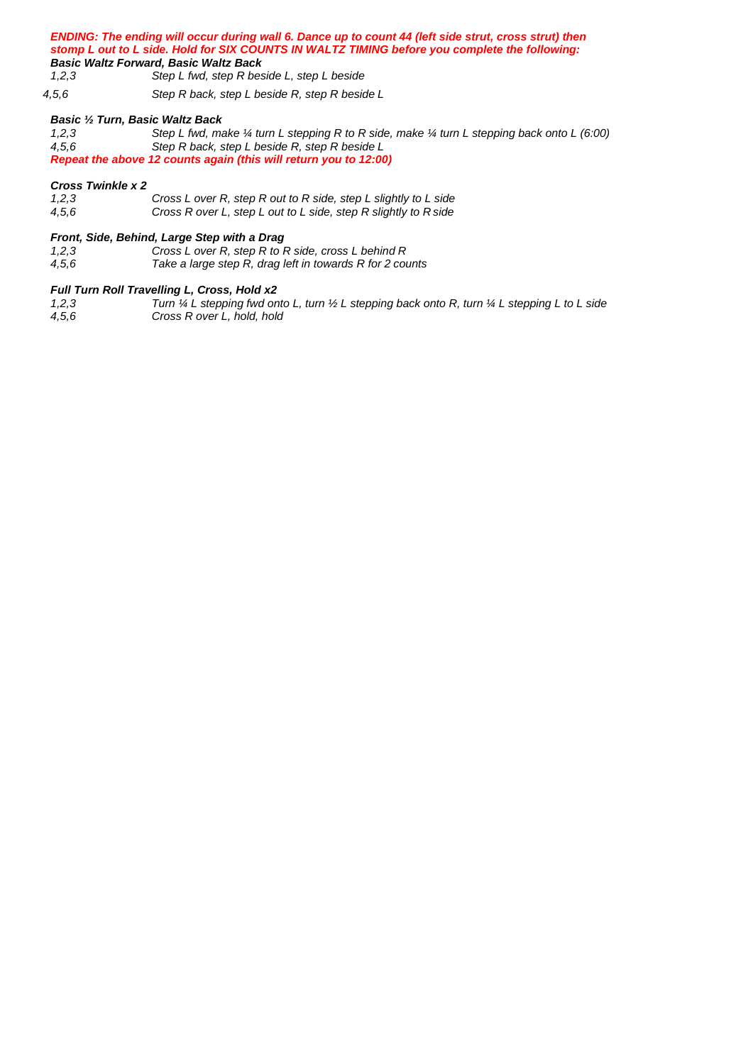***ENDING: The ending will occur during wall 6. Dance up to count 44 (left side strut, cross strut) then stomp L out to L side. Hold for SIX COUNTS IN WALTZ TIMING before you complete the following:***

***Basic Waltz Forward, Basic Waltz Back***

| | |
|---|---|
| *1,2,3* | *Step L fwd, step R beside L, step L beside* |
| *4,5,6* | *Step R back, step L beside R, step R beside L* |

***Basic ½ Turn, Basic Waltz Back***

| | |
|---|---|
| *1,2,3* | *Step L fwd, make ¼ turn L stepping R to R side, make ¼ turn L stepping back onto L (6:00)* |
| *4,5,6* | *Step R back, step L beside R, step R beside L* |

***Repeat the above 12 counts again (this will return you to 12:00)***

***Cross Twinkle x 2***

| | |
|---|---|
| *1,2,3* | *Cross L over R, step R out to R side, step L slightly to L side* |
| *4,5,6* | *Cross R over L, step L out to L side, step R slightly to R side* |

***Front, Side, Behind, Large Step with a Drag***

| | |
|---|---|
| *1,2,3* | *Cross L over R, step R to R side, cross L behind R* |
| *4,5,6* | *Take a large step R, drag left in towards R for 2 counts* |

***Full Turn Roll Travelling L, Cross, Hold x2***

| | |
|---|---|
| *1,2,3* | *Turn ¼ L stepping fwd onto L, turn ½ L stepping back onto R, turn ¼ L stepping L to L side* |
| *4,5,6* | *Cross R over L, hold, hold* |